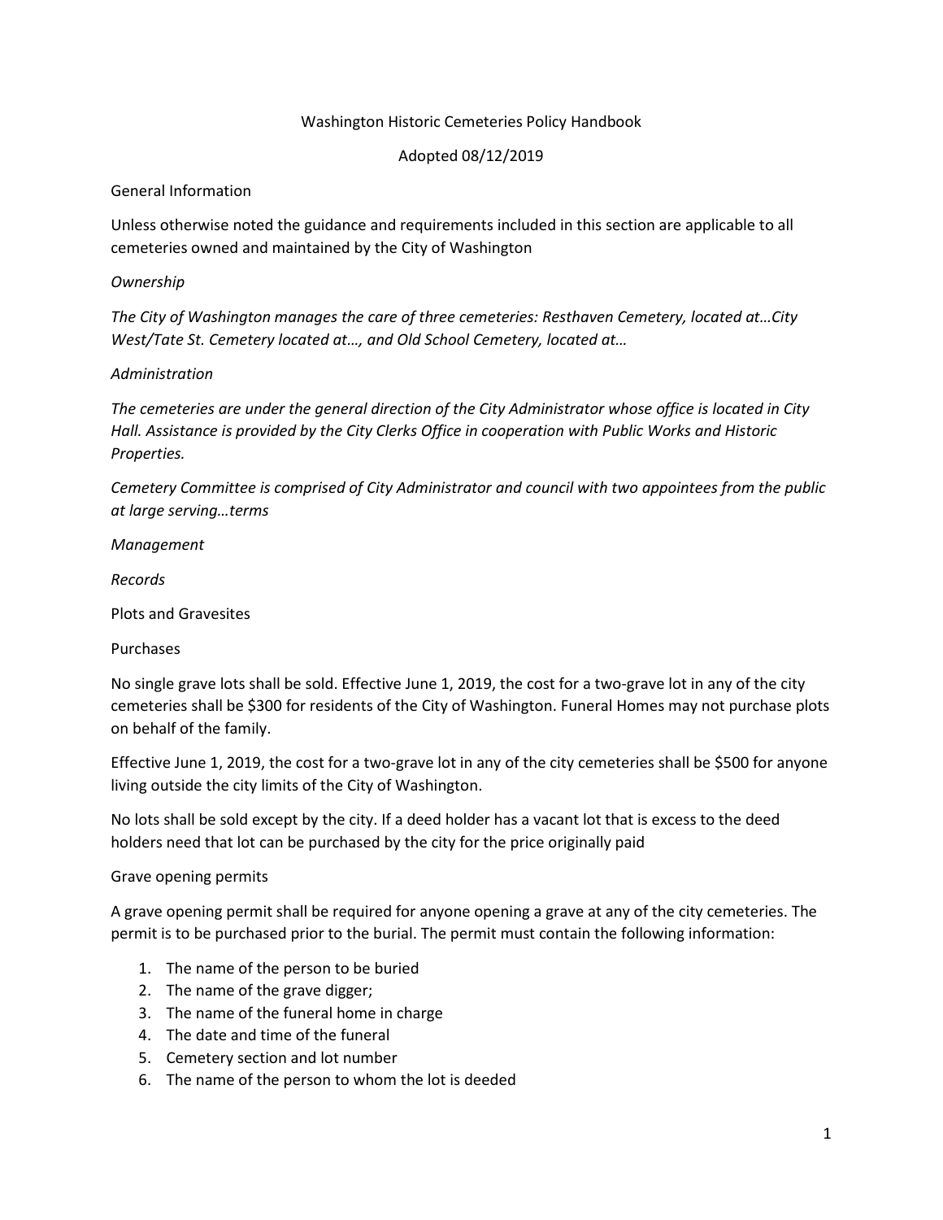# Washington Historic Cemeteries Policy Handbook

Adopted 08/12/2019

## General Information

Unless otherwise noted the guidance and requirements included in this section are applicable to all cemeteries owned and maintained by the City of Washington

### *Ownership*

*The City of Washington manages the care of three cemeteries: Resthaven Cemetery, located at…City West/Tate St. Cemetery located at…, and Old School Cemetery, located at…*

### *Administration*

*The cemeteries are under the general direction of the City Administrator whose office is located in City Hall. Assistance is provided by the City Clerks Office in cooperation with Public Works and Historic Properties.*

*Cemetery Committee is comprised of City Administrator and council with two appointees from the public at large serving…terms*

### *Management*

### *Records*

## Plots and Gravesites

### Purchases

No single grave lots shall be sold. Effective June 1, 2019, the cost for a two-grave lot in any of the city cemeteries shall be $300 for residents of the City of Washington. Funeral Homes may not purchase plots on behalf of the family.

Effective June 1, 2019, the cost for a two-grave lot in any of the city cemeteries shall be $500 for anyone living outside the city limits of the City of Washington.

No lots shall be sold except by the city. If a deed holder has a vacant lot that is excess to the deed holders need that lot can be purchased by the city for the price originally paid

### Grave opening permits

A grave opening permit shall be required for anyone opening a grave at any of the city cemeteries. The permit is to be purchased prior to the burial. The permit must contain the following information:

1. The name of the person to be buried
2. The name of the grave digger;
3. The name of the funeral home in charge
4. The date and time of the funeral
5. Cemetery section and lot number
6. The name of the person to whom the lot is deeded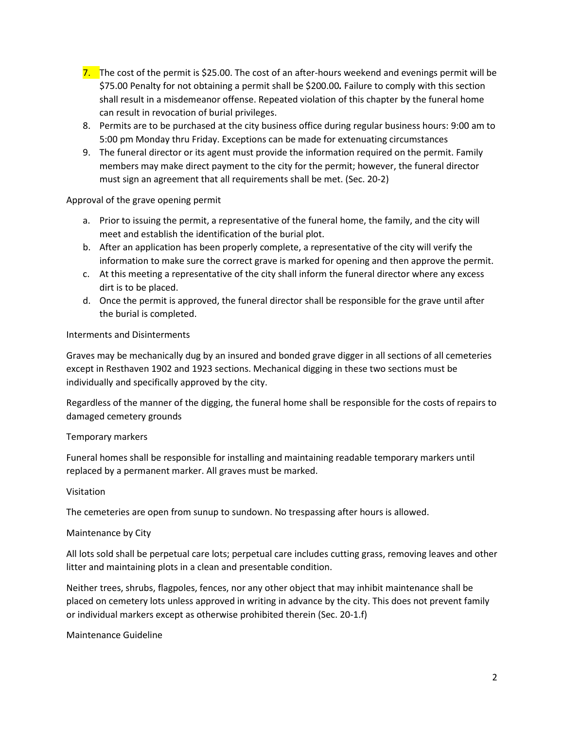7. The cost of the permit is $25.00. The cost of an after-hours weekend and evenings permit will be $75.00 Penalty for not obtaining a permit shall be $200.00*.* Failure to comply with this section shall result in a misdemeanor offense. Repeated violation of this chapter by the funeral home can result in revocation of burial privileges.
8. Permits are to be purchased at the city business office during regular business hours: 9:00 am to 5:00 pm Monday thru Friday. Exceptions can be made for extenuating circumstances
9. The funeral director or its agent must provide the information required on the permit. Family members may make direct payment to the city for the permit; however, the funeral director must sign an agreement that all requirements shall be met. (Sec. 20-2)

Approval of the grave opening permit

a. Prior to issuing the permit, a representative of the funeral home, the family, and the city will meet and establish the identification of the burial plot.
b. After an application has been properly complete, a representative of the city will verify the information to make sure the correct grave is marked for opening and then approve the permit.
c. At this meeting a representative of the city shall inform the funeral director where any excess dirt is to be placed.
d. Once the permit is approved, the funeral director shall be responsible for the grave until after the burial is completed.

Interments and Disinterments

Graves may be mechanically dug by an insured and bonded grave digger in all sections of all cemeteries except in Resthaven 1902 and 1923 sections. Mechanical digging in these two sections must be individually and specifically approved by the city.

Regardless of the manner of the digging, the funeral home shall be responsible for the costs of repairs to damaged cemetery grounds

Temporary markers

Funeral homes shall be responsible for installing and maintaining readable temporary markers until replaced by a permanent marker. All graves must be marked.

Visitation

The cemeteries are open from sunup to sundown. No trespassing after hours is allowed.

Maintenance by City

All lots sold shall be perpetual care lots; perpetual care includes cutting grass, removing leaves and other litter and maintaining plots in a clean and presentable condition.

Neither trees, shrubs, flagpoles, fences, nor any other object that may inhibit maintenance shall be placed on cemetery lots unless approved in writing in advance by the city. This does not prevent family or individual markers except as otherwise prohibited therein (Sec. 20-1.f)

Maintenance Guideline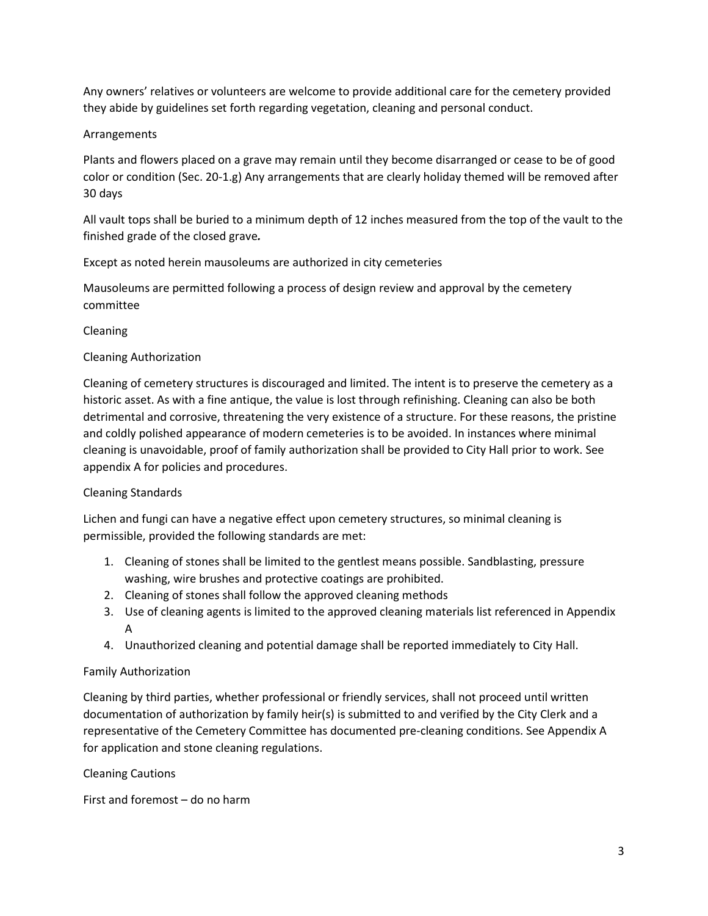Any owners' relatives or volunteers are welcome to provide additional care for the cemetery provided they abide by guidelines set forth regarding vegetation, cleaning and personal conduct.

## Arrangements

Plants and flowers placed on a grave may remain until they become disarranged or cease to be of good color or condition (Sec. 20-1.g) Any arrangements that are clearly holiday themed will be removed after 30 days

All vault tops shall be buried to a minimum depth of 12 inches measured from the top of the vault to the finished grade of the closed grave*.*

Except as noted herein mausoleums are authorized in city cemeteries

Mausoleums are permitted following a process of design review and approval by the cemetery committee

## Cleaning

### Cleaning Authorization

Cleaning of cemetery structures is discouraged and limited. The intent is to preserve the cemetery as a historic asset. As with a fine antique, the value is lost through refinishing. Cleaning can also be both detrimental and corrosive, threatening the very existence of a structure. For these reasons, the pristine and coldly polished appearance of modern cemeteries is to be avoided. In instances where minimal cleaning is unavoidable, proof of family authorization shall be provided to City Hall prior to work. See appendix A for policies and procedures.

### Cleaning Standards

Lichen and fungi can have a negative effect upon cemetery structures, so minimal cleaning is permissible, provided the following standards are met:

1. Cleaning of stones shall be limited to the gentlest means possible. Sandblasting, pressure washing, wire brushes and protective coatings are prohibited.
2. Cleaning of stones shall follow the approved cleaning methods
3. Use of cleaning agents is limited to the approved cleaning materials list referenced in Appendix A
4. Unauthorized cleaning and potential damage shall be reported immediately to City Hall.

### Family Authorization

Cleaning by third parties, whether professional or friendly services, shall not proceed until written documentation of authorization by family heir(s) is submitted to and verified by the City Clerk and a representative of the Cemetery Committee has documented pre-cleaning conditions. See Appendix A for application and stone cleaning regulations.

### Cleaning Cautions

First and foremost – do no harm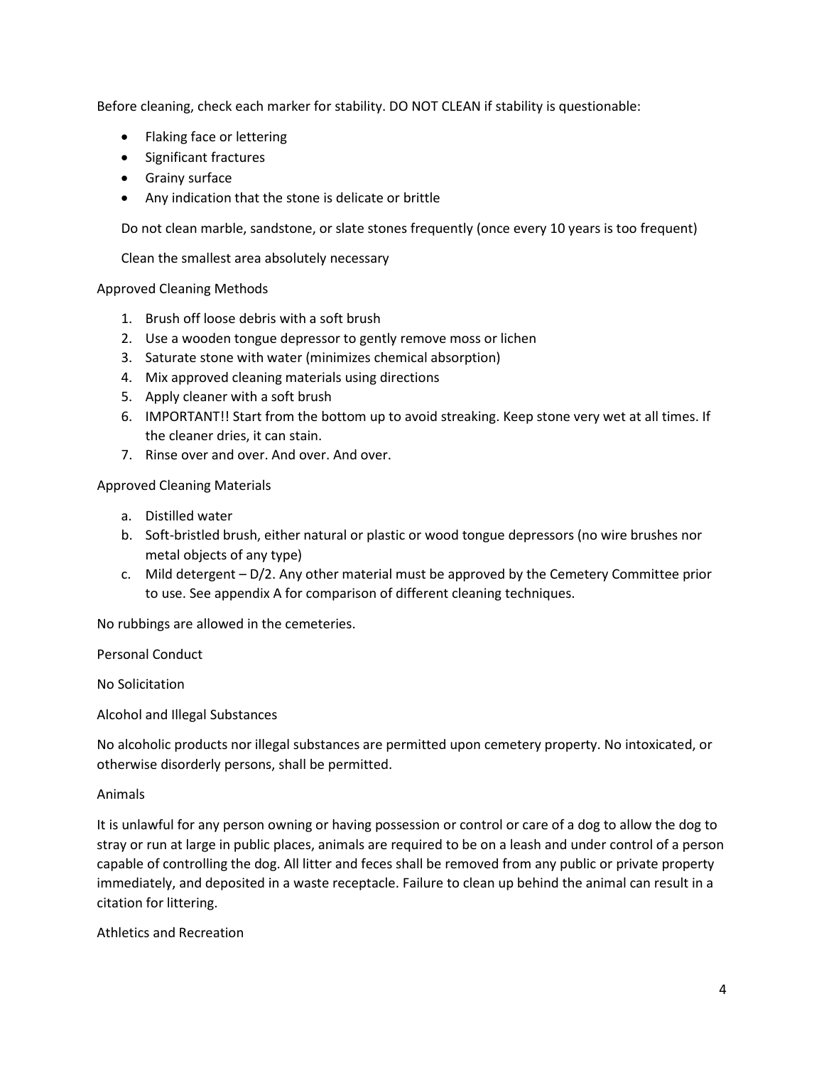Before cleaning, check each marker for stability. DO NOT CLEAN if stability is questionable:

- Flaking face or lettering
- Significant fractures
- Grainy surface
- Any indication that the stone is delicate or brittle

Do not clean marble, sandstone, or slate stones frequently (once every 10 years is too frequent)

Clean the smallest area absolutely necessary

Approved Cleaning Methods

1. Brush off loose debris with a soft brush
2. Use a wooden tongue depressor to gently remove moss or lichen
3. Saturate stone with water (minimizes chemical absorption)
4. Mix approved cleaning materials using directions
5. Apply cleaner with a soft brush
6. IMPORTANT!! Start from the bottom up to avoid streaking. Keep stone very wet at all times. If the cleaner dries, it can stain.
7. Rinse over and over. And over. And over.

Approved Cleaning Materials

a. Distilled water
b. Soft-bristled brush, either natural or plastic or wood tongue depressors (no wire brushes nor metal objects of any type)
c. Mild detergent – D/2. Any other material must be approved by the Cemetery Committee prior to use. See appendix A for comparison of different cleaning techniques.

No rubbings are allowed in the cemeteries.

Personal Conduct

No Solicitation

Alcohol and Illegal Substances

No alcoholic products nor illegal substances are permitted upon cemetery property. No intoxicated, or otherwise disorderly persons, shall be permitted.

Animals

It is unlawful for any person owning or having possession or control or care of a dog to allow the dog to stray or run at large in public places, animals are required to be on a leash and under control of a person capable of controlling the dog. All litter and feces shall be removed from any public or private property immediately, and deposited in a waste receptacle. Failure to clean up behind the animal can result in a citation for littering.

Athletics and Recreation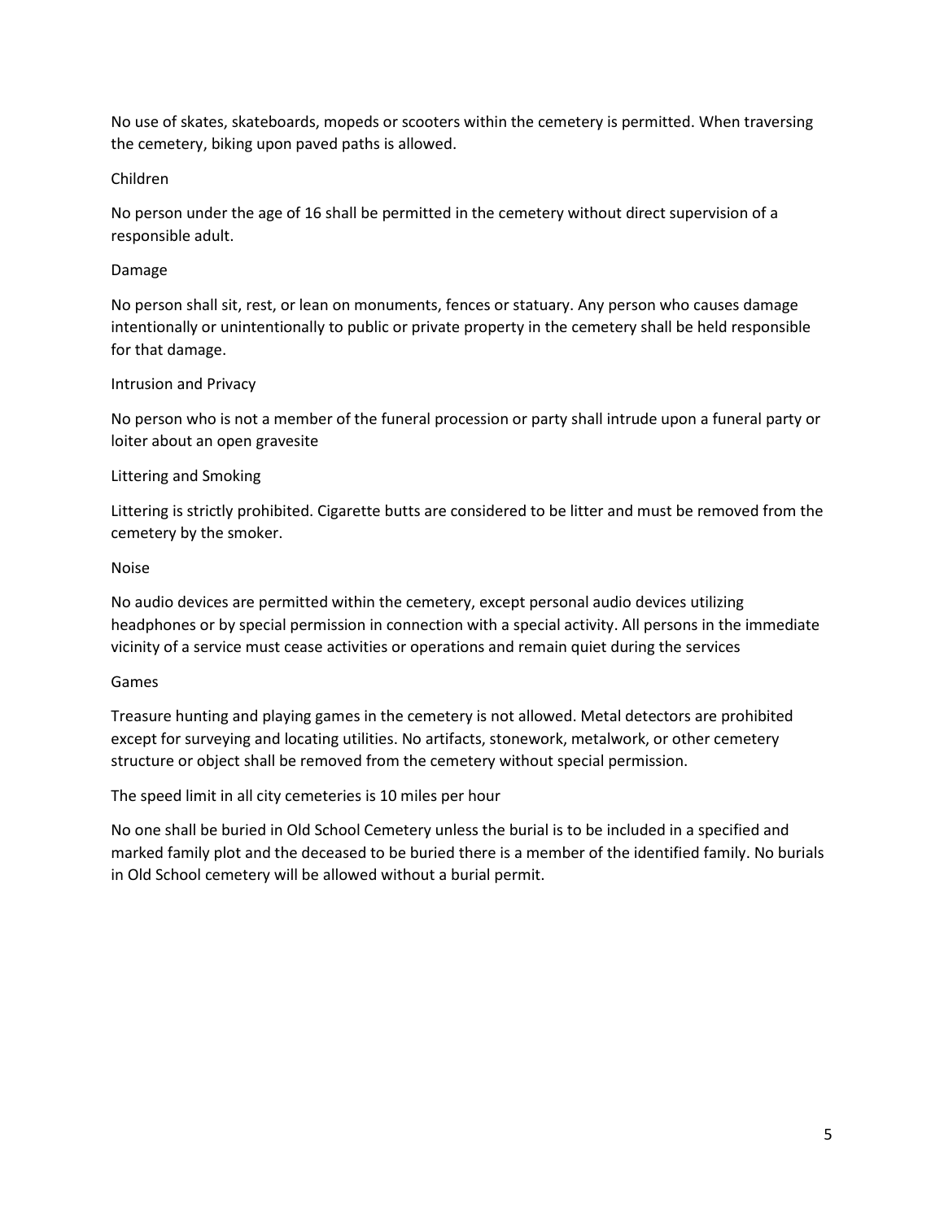No use of skates, skateboards, mopeds or scooters within the cemetery is permitted. When traversing the cemetery, biking upon paved paths is allowed.

Children

No person under the age of 16 shall be permitted in the cemetery without direct supervision of a responsible adult.

Damage

No person shall sit, rest, or lean on monuments, fences or statuary. Any person who causes damage intentionally or unintentionally to public or private property in the cemetery shall be held responsible for that damage.

Intrusion and Privacy

No person who is not a member of the funeral procession or party shall intrude upon a funeral party or loiter about an open gravesite

Littering and Smoking

Littering is strictly prohibited. Cigarette butts are considered to be litter and must be removed from the cemetery by the smoker.

Noise

No audio devices are permitted within the cemetery, except personal audio devices utilizing headphones or by special permission in connection with a special activity. All persons in the immediate vicinity of a service must cease activities or operations and remain quiet during the services

Games

Treasure hunting and playing games in the cemetery is not allowed. Metal detectors are prohibited except for surveying and locating utilities. No artifacts, stonework, metalwork, or other cemetery structure or object shall be removed from the cemetery without special permission.

The speed limit in all city cemeteries is 10 miles per hour

No one shall be buried in Old School Cemetery unless the burial is to be included in a specified and marked family plot and the deceased to be buried there is a member of the identified family. No burials in Old School cemetery will be allowed without a burial permit.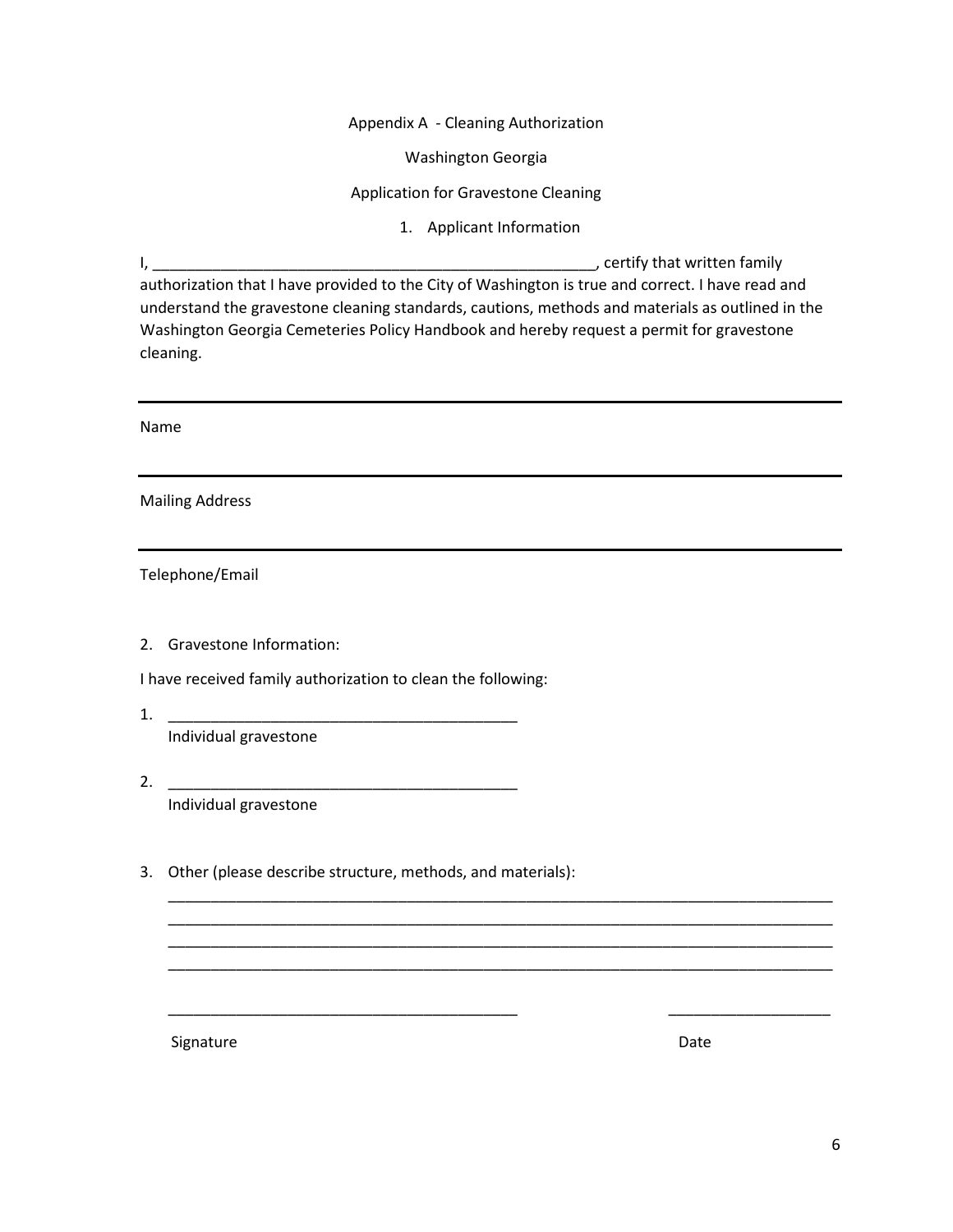Appendix A - Cleaning Authorization

Washington Georgia

Application for Gravestone Cleaning

1. Applicant Information

I, ______________________________________________________, certify that written family authorization that I have provided to the City of Washington is true and correct. I have read and understand the gravestone cleaning standards, cautions, methods and materials as outlined in the Washington Georgia Cemeteries Policy Handbook and hereby request a permit for gravestone cleaning.

---

Name

---

Mailing Address

---

Telephone/Email

2. Gravestone Information:

I have received family authorization to clean the following:

1. __________________________________________
   Individual gravestone

2. __________________________________________
   Individual gravestone

3. Other (please describe structure, methods, and materials):
   ________________________________________________________________________________
   ________________________________________________________________________________
   ________________________________________________________________________________
   ________________________________________________________________________________

__________________________________________ ___________________

Signature Date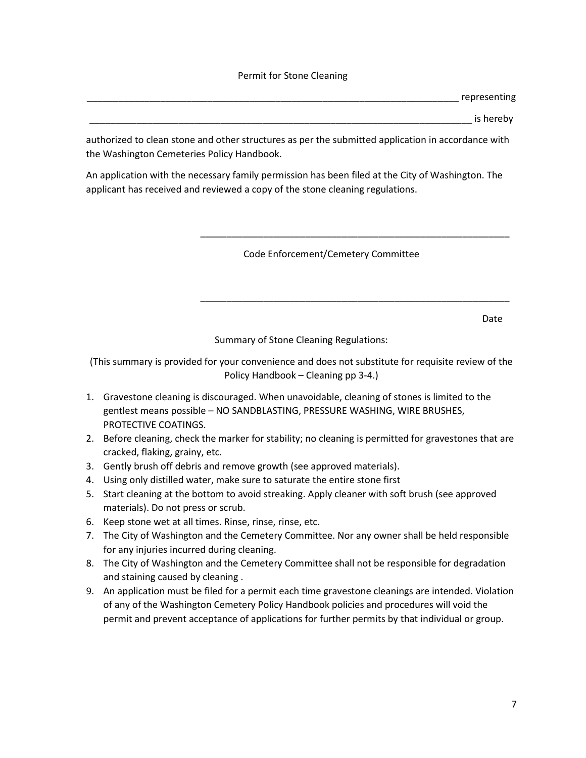# Permit for Stone Cleaning

_____________________________________________________________________________ representing

_____________________________________________________________________________ is hereby

authorized to clean stone and other structures as per the submitted application in accordance with the Washington Cemeteries Policy Handbook.

An application with the necessary family permission has been filed at the City of Washington. The applicant has received and reviewed a copy of the stone cleaning regulations.

_______________________________________________________________

Code Enforcement/Cemetery Committee

_______________________________________________________________

Date

## Summary of Stone Cleaning Regulations:

(This summary is provided for your convenience and does not substitute for requisite review of the Policy Handbook – Cleaning pp 3-4.)

1. Gravestone cleaning is discouraged. When unavoidable, cleaning of stones is limited to the gentlest means possible – NO SANDBLASTING, PRESSURE WASHING, WIRE BRUSHES, PROTECTIVE COATINGS.
2. Before cleaning, check the marker for stability; no cleaning is permitted for gravestones that are cracked, flaking, grainy, etc.
3. Gently brush off debris and remove growth (see approved materials).
4. Using only distilled water, make sure to saturate the entire stone first
5. Start cleaning at the bottom to avoid streaking. Apply cleaner with soft brush (see approved materials). Do not press or scrub.
6. Keep stone wet at all times. Rinse, rinse, rinse, etc.
7. The City of Washington and the Cemetery Committee. Nor any owner shall be held responsible for any injuries incurred during cleaning.
8. The City of Washington and the Cemetery Committee shall not be responsible for degradation and staining caused by cleaning .
9. An application must be filed for a permit each time gravestone cleanings are intended. Violation of any of the Washington Cemetery Policy Handbook policies and procedures will void the permit and prevent acceptance of applications for further permits by that individual or group.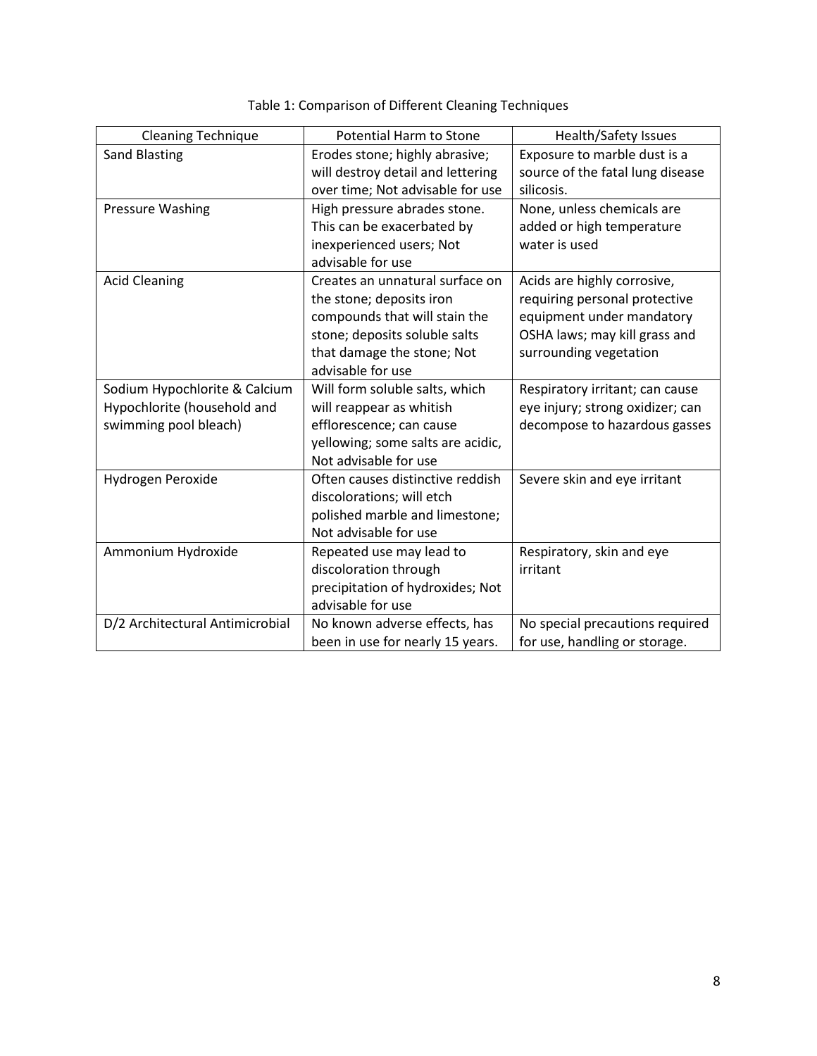Table 1: Comparison of Different Cleaning Techniques

| Cleaning Technique | Potential Harm to Stone | Health/Safety Issues |
| --- | --- | --- |
| Sand Blasting | Erodes stone; highly abrasive; will destroy detail and lettering over time; Not advisable for use | Exposure to marble dust is a source of the fatal lung disease silicosis. |
| Pressure Washing | High pressure abrades stone. This can be exacerbated by inexperienced users; Not advisable for use | None, unless chemicals are added or high temperature water is used |
| Acid Cleaning | Creates an unnatural surface on the stone; deposits iron compounds that will stain the stone; deposits soluble salts that damage the stone; Not advisable for use | Acids are highly corrosive, requiring personal protective equipment under mandatory OSHA laws; may kill grass and surrounding vegetation |
| Sodium Hypochlorite & Calcium Hypochlorite (household and swimming pool bleach) | Will form soluble salts, which will reappear as whitish efflorescence; can cause yellowing; some salts are acidic, Not advisable for use | Respiratory irritant; can cause eye injury; strong oxidizer; can decompose to hazardous gasses |
| Hydrogen Peroxide | Often causes distinctive reddish discolorations; will etch polished marble and limestone; Not advisable for use | Severe skin and eye irritant |
| Ammonium Hydroxide | Repeated use may lead to discoloration through precipitation of hydroxides; Not advisable for use | Respiratory, skin and eye irritant |
| D/2 Architectural Antimicrobial | No known adverse effects, has been in use for nearly 15 years. | No special precautions required for use, handling or storage. |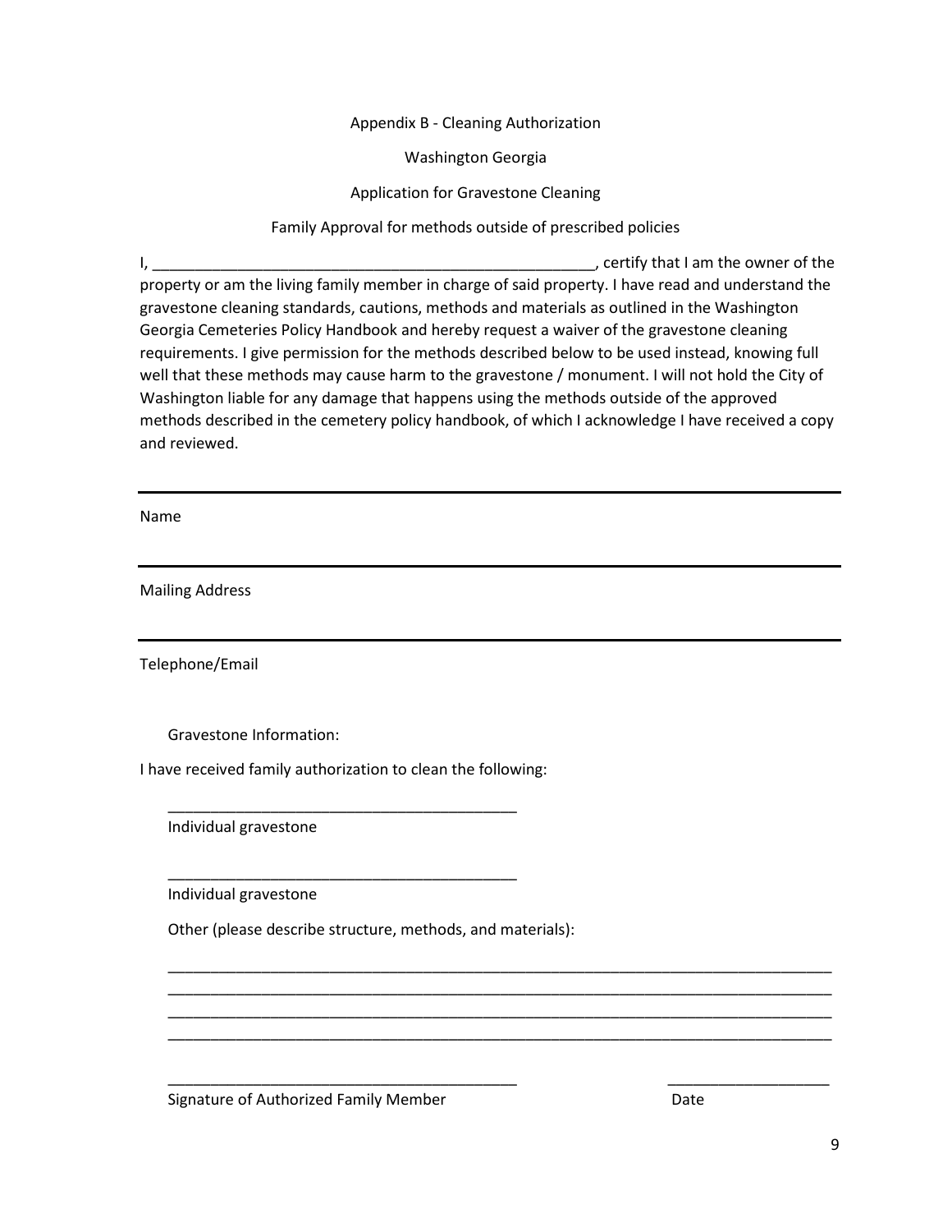Appendix B - Cleaning Authorization

Washington Georgia

Application for Gravestone Cleaning

Family Approval for methods outside of prescribed policies

I, ____________________________________________________, certify that I am the owner of the property or am the living family member in charge of said property. I have read and understand the gravestone cleaning standards, cautions, methods and materials as outlined in the Washington Georgia Cemeteries Policy Handbook and hereby request a waiver of the gravestone cleaning requirements. I give permission for the methods described below to be used instead, knowing full well that these methods may cause harm to the gravestone / monument. I will not hold the City of Washington liable for any damage that happens using the methods outside of the approved methods described in the cemetery policy handbook, of which I acknowledge I have received a copy and reviewed.

______________________________________________________________________

Name

______________________________________________________________________

Mailing Address

______________________________________________________________________

Telephone/Email

Gravestone Information:

I have received family authorization to clean the following:

__________________________________________

Individual gravestone

__________________________________________

Individual gravestone

Other (please describe structure, methods, and materials):

________________________________________________________________________________
________________________________________________________________________________
________________________________________________________________________________
________________________________________________________________________________

__________________________________________ ___________________

Signature of Authorized Family Member Date